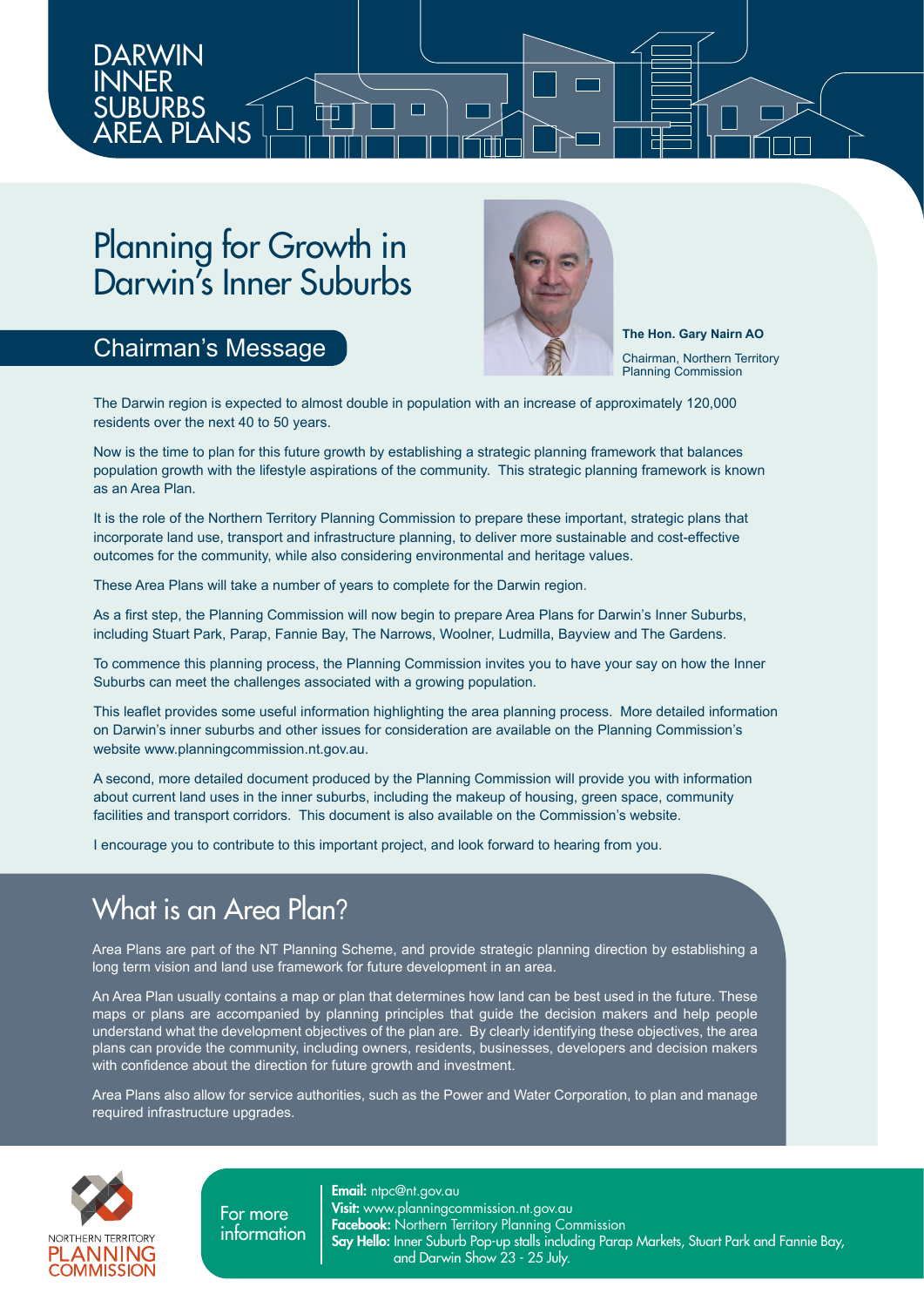DARWIN INNER SUBURBS AREA PLANS

# Planning for Growth in Darwin's Inner Suburbs

## Chairman's Message

**The Hon. Gary Nairn AO**

Chairman, Northern Territory Planning Commission

The Darwin region is expected to almost double in population with an increase of approximately 120,000 residents over the next 40 to 50 years.

Now is the time to plan for this future growth by establishing a strategic planning framework that balances population growth with the lifestyle aspirations of the community. This strategic planning framework is known as an Area Plan.

It is the role of the Northern Territory Planning Commission to prepare these important, strategic plans that incorporate land use, transport and infrastructure planning, to deliver more sustainable and cost-effective outcomes for the community, while also considering environmental and heritage values.

These Area Plans will take a number of years to complete for the Darwin region.

As a first step, the Planning Commission will now begin to prepare Area Plans for Darwin's Inner Suburbs, including Stuart Park, Parap, Fannie Bay, The Narrows, Woolner, Ludmilla, Bayview and The Gardens.

To commence this planning process, the Planning Commission invites you to have your say on how the Inner Suburbs can meet the challenges associated with a growing population.

This leaflet provides some useful information highlighting the area planning process. More detailed information on Darwin's inner suburbs and other issues for consideration are available on the Planning Commission's website www.planningcommission.nt.gov.au.

A second, more detailed document produced by the Planning Commission will provide you with information about current land uses in the inner suburbs, including the makeup of housing, green space, community facilities and transport corridors. This document is also available on the Commission's website.

I encourage you to contribute to this important project, and look forward to hearing from you.

## What is an Area Plan?

Area Plans are part of the NT Planning Scheme, and provide strategic planning direction by establishing a long term vision and land use framework for future development in an area.

An Area Plan usually contains a map or plan that determines how land can be best used in the future. These maps or plans are accompanied by planning principles that guide the decision makers and help people understand what the development objectives of the plan are. By clearly identifying these objectives, the area plans can provide the community, including owners, residents, businesses, developers and decision makers with confidence about the direction for future growth and investment.

Area Plans also allow for service authorities, such as the Power and Water Corporation, to plan and manage required infrastructure upgrades.

NORTHERN TERRITORY PLANNING COMMISSION

For more information

**Email:** ntpc@nt.gov.au
**Visit:** www.planningcommission.nt.gov.au
**Facebook:** Northern Territory Planning Commission
**Say Hello:** Inner Suburb Pop-up stalls including Parap Markets, Stuart Park and Fannie Bay, and Darwin Show 23 - 25 July.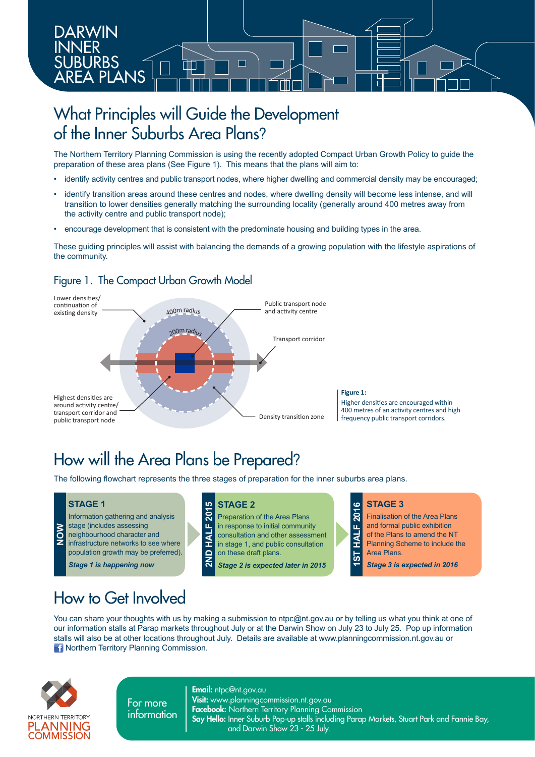# DARWIN INNER SUBURBS AREA PLANS

## What Principles will Guide the Development of the Inner Suburbs Area Plans?

The Northern Territory Planning Commission is using the recently adopted Compact Urban Growth Policy to guide the preparation of these area plans (See Figure 1). This means that the plans will aim to:

- identify activity centres and public transport nodes, where higher dwelling and commercial density may be encouraged;
- identify transition areas around these centres and nodes, where dwelling density will become less intense, and will transition to lower densities generally matching the surrounding locality (generally around 400 metres away from the activity centre and public transport node);
- encourage development that is consistent with the predominate housing and building types in the area.

These guiding principles will assist with balancing the demands of a growing population with the lifestyle aspirations of the community.

### Figure 1. The Compact Urban Growth Model

Lower densities/ continuation of existing density

400m radius

200m radius

Public transport node and activity centre

Transport corridor

Highest densities are around activity centre/ transport corridor and public transport node

Density transition zone

**Figure 1:**
Higher densities are encouraged within 400 metres of an activity centres and high frequency public transport corridors.

## How will the Area Plans be Prepared?

The following flowchart represents the three stages of preparation for the inner suburbs area plans.

**NOW**

**STAGE 1**
Information gathering and analysis stage (includes assessing neighbourhood character and infrastructure networks to see where population growth may be preferred).
***Stage 1 is happening now***

**2ND HALF 2015**

**STAGE 2**
Preparation of the Area Plans in response to initial community consultation and other assessment in stage 1, and public consultation on these draft plans.
***Stage 2 is expected later in 2015***

**1ST HALF 2016**

**STAGE 3**
Finalisation of the Area Plans and formal public exhibition of the Plans to amend the NT Planning Scheme to include the Area Plans.
***Stage 3 is expected in 2016***

## How to Get Involved

You can share your thoughts with us by making a submission to ntpc@nt.gov.au or by telling us what you think at one of our information stalls at Parap markets throughout July or at the Darwin Show on July 23 to July 25. Pop up information stalls will also be at other locations throughout July. Details are available at www.planningcommission.nt.gov.au or Northern Territory Planning Commission.

NORTHERN TERRITORY PLANNING COMMISSION

For more information

**Email:** ntpc@nt.gov.au
**Visit:** www.planningcommission.nt.gov.au
**Facebook:** Northern Territory Planning Commission
**Say Hello:** Inner Suburb Pop-up stalls including Parap Markets, Stuart Park and Fannie Bay, and Darwin Show 23 - 25 July.